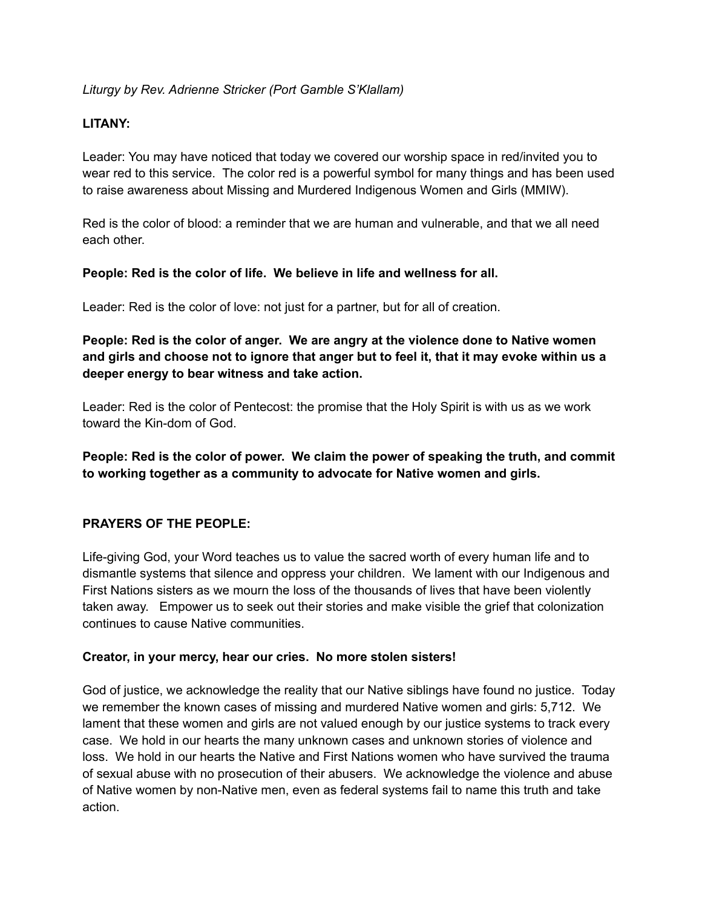*Liturgy by Rev. Adrienne Stricker (Port Gamble S'Klallam)*

**LITANY:**

Leader: You may have noticed that today we covered our worship space in red/invited you to wear red to this service. The color red is a powerful symbol for many things and has been used to raise awareness about Missing and Murdered Indigenous Women and Girls (MMIW).

Red is the color of blood: a reminder that we are human and vulnerable, and that we all need each other.

**People: Red is the color of life. We believe in life and wellness for all.**

Leader: Red is the color of love: not just for a partner, but for all of creation.

**People: Red is the color of anger. We are angry at the violence done to Native women and girls and choose not to ignore that anger but to feel it, that it may evoke within us a deeper energy to bear witness and take action.**

Leader: Red is the color of Pentecost: the promise that the Holy Spirit is with us as we work toward the Kin-dom of God.

**People: Red is the color of power. We claim the power of speaking the truth, and commit to working together as a community to advocate for Native women and girls.**

**PRAYERS OF THE PEOPLE:**

Life-giving God, your Word teaches us to value the sacred worth of every human life and to dismantle systems that silence and oppress your children. We lament with our Indigenous and First Nations sisters as we mourn the loss of the thousands of lives that have been violently taken away. Empower us to seek out their stories and make visible the grief that colonization continues to cause Native communities.

**Creator, in your mercy, hear our cries. No more stolen sisters!**

God of justice, we acknowledge the reality that our Native siblings have found no justice. Today we remember the known cases of missing and murdered Native women and girls: 5,712. We lament that these women and girls are not valued enough by our justice systems to track every case. We hold in our hearts the many unknown cases and unknown stories of violence and loss. We hold in our hearts the Native and First Nations women who have survived the trauma of sexual abuse with no prosecution of their abusers. We acknowledge the violence and abuse of Native women by non-Native men, even as federal systems fail to name this truth and take action.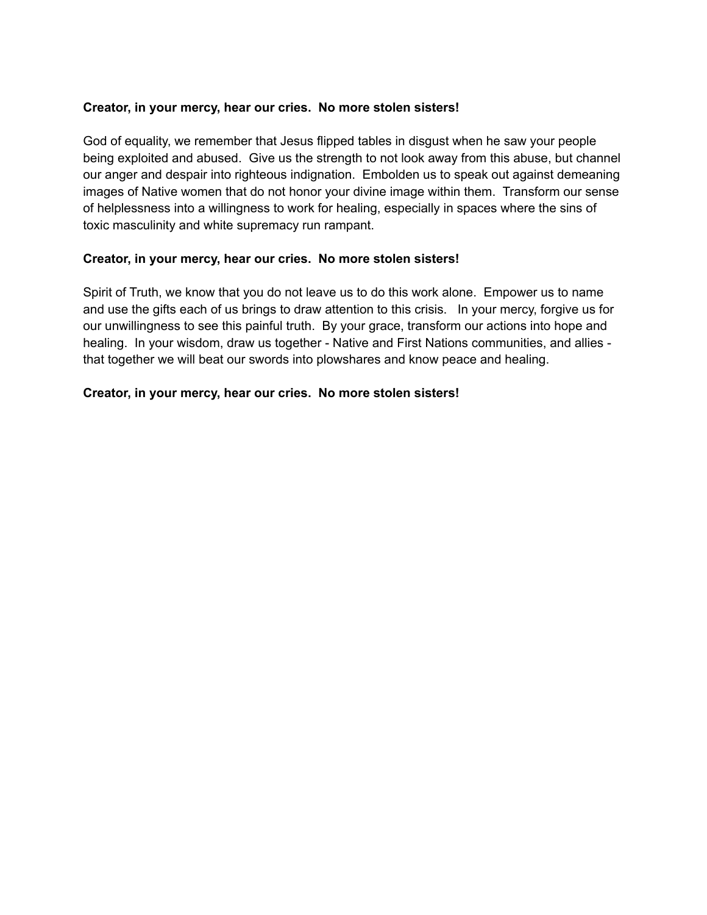**Creator, in your mercy, hear our cries.  No more stolen sisters!**

God of equality, we remember that Jesus flipped tables in disgust when he saw your people being exploited and abused.  Give us the strength to not look away from this abuse, but channel our anger and despair into righteous indignation.  Embolden us to speak out against demeaning images of Native women that do not honor your divine image within them.  Transform our sense of helplessness into a willingness to work for healing, especially in spaces where the sins of toxic masculinity and white supremacy run rampant.

**Creator, in your mercy, hear our cries.  No more stolen sisters!**

Spirit of Truth, we know that you do not leave us to do this work alone.  Empower us to name and use the gifts each of us brings to draw attention to this crisis.   In your mercy, forgive us for our unwillingness to see this painful truth.  By your grace, transform our actions into hope and healing.  In your wisdom, draw us together - Native and First Nations communities, and allies - that together we will beat our swords into plowshares and know peace and healing.

**Creator, in your mercy, hear our cries.  No more stolen sisters!**